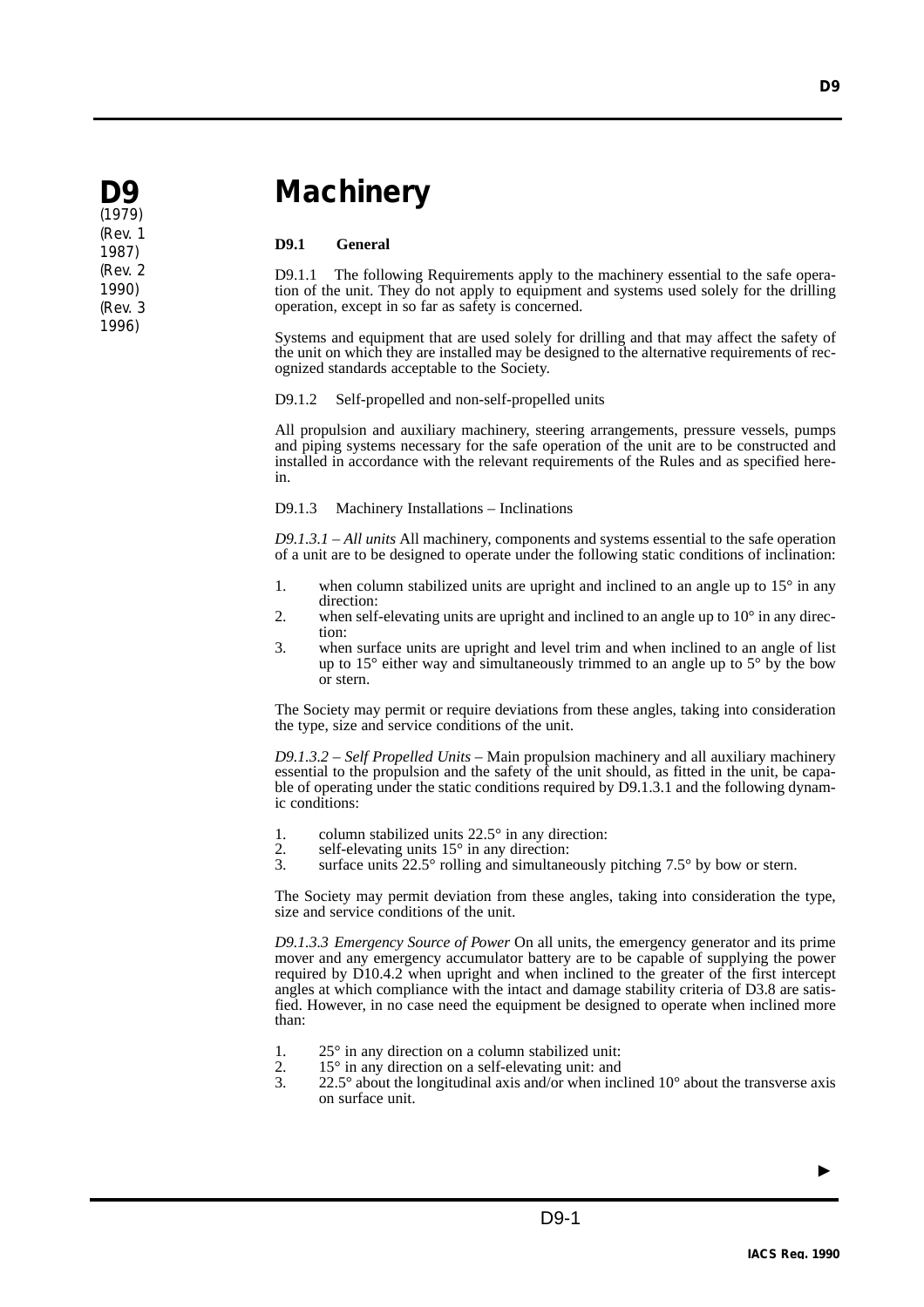# D9 Machinery

(1979)
(Rev. 1 1987)
(Rev. 2 1990)
(Rev. 3 1996)

## D9.1 General

D9.1.1 The following Requirements apply to the machinery essential to the safe operation of the unit. They do not apply to equipment and systems used solely for the drilling operation, except in so far as safety is concerned.

Systems and equipment that are used solely for drilling and that may affect the safety of the unit on which they are installed may be designed to the alternative requirements of recognized standards acceptable to the Society.

D9.1.2 Self-propelled and non-self-propelled units

All propulsion and auxiliary machinery, steering arrangements, pressure vessels, pumps and piping systems necessary for the safe operation of the unit are to be constructed and installed in accordance with the relevant requirements of the Rules and as specified herein.

D9.1.3 Machinery Installations – Inclinations

*D9.1.3.1 – All units* All machinery, components and systems essential to the safe operation of a unit are to be designed to operate under the following static conditions of inclination:

1. when column stabilized units are upright and inclined to an angle up to 15° in any direction:
2. when self-elevating units are upright and inclined to an angle up to 10° in any direction:
3. when surface units are upright and level trim and when inclined to an angle of list up to 15° either way and simultaneously trimmed to an angle up to 5° by the bow or stern.

The Society may permit or require deviations from these angles, taking into consideration the type, size and service conditions of the unit.

*D9.1.3.2 – Self Propelled Units* – Main propulsion machinery and all auxiliary machinery essential to the propulsion and the safety of the unit should, as fitted in the unit, be capable of operating under the static conditions required by D9.1.3.1 and the following dynamic conditions:

1. column stabilized units 22.5° in any direction:
2. self-elevating units 15° in any direction:
3. surface units 22.5° rolling and simultaneously pitching 7.5° by bow or stern.

The Society may permit deviation from these angles, taking into consideration the type, size and service conditions of the unit.

*D9.1.3.3 Emergency Source of Power* On all units, the emergency generator and its prime mover and any emergency accumulator battery are to be capable of supplying the power required by D10.4.2 when upright and when inclined to the greater of the first intercept angles at which compliance with the intact and damage stability criteria of D3.8 are satisfied. However, in no case need the equipment be designed to operate when inclined more than:

1. 25° in any direction on a column stabilized unit:
2. 15° in any direction on a self-elevating unit: and
3. 22.5° about the longitudinal axis and/or when inclined 10° about the transverse axis on surface unit.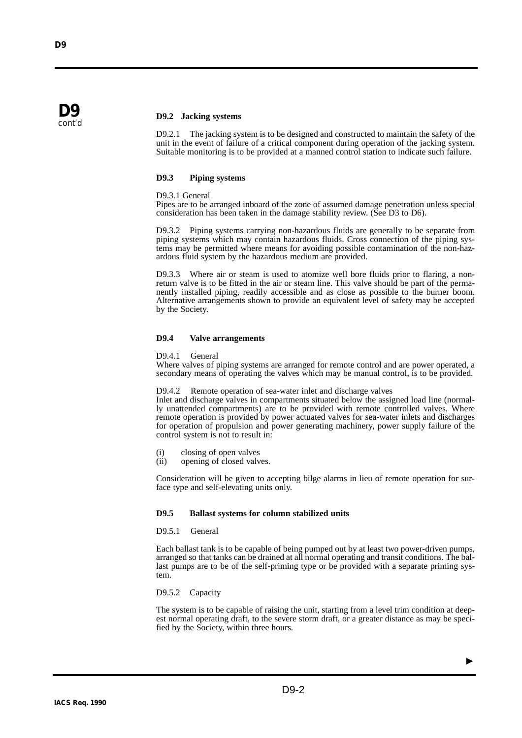**D9 cont'd**

### D9.2 Jacking systems

D9.2.1 The jacking system is to be designed and constructed to maintain the safety of the unit in the event of failure of a critical component during operation of the jacking system. Suitable monitoring is to be provided at a manned control station to indicate such failure.

### D9.3 Piping systems

D9.3.1 General

Pipes are to be arranged inboard of the zone of assumed damage penetration unless special consideration has been taken in the damage stability review. (See D3 to D6).

D9.3.2 Piping systems carrying non-hazardous fluids are generally to be separate from piping systems which may contain hazardous fluids. Cross connection of the piping systems may be permitted where means for avoiding possible contamination of the non-hazardous fluid system by the hazardous medium are provided.

D9.3.3 Where air or steam is used to atomize well bore fluids prior to flaring, a non-return valve is to be fitted in the air or steam line. This valve should be part of the permanently installed piping, readily accessible and as close as possible to the burner boom. Alternative arrangements shown to provide an equivalent level of safety may be accepted by the Society.

### D9.4 Valve arrangements

D9.4.1 General

Where valves of piping systems are arranged for remote control and are power operated, a secondary means of operating the valves which may be manual control, is to be provided.

D9.4.2 Remote operation of sea-water inlet and discharge valves

Inlet and discharge valves in compartments situated below the assigned load line (normally unattended compartments) are to be provided with remote controlled valves. Where remote operation is provided by power actuated valves for sea-water inlets and discharges for operation of propulsion and power generating machinery, power supply failure of the control system is not to result in:

(i) closing of open valves
(ii) opening of closed valves.

Consideration will be given to accepting bilge alarms in lieu of remote operation for surface type and self-elevating units only.

### D9.5 Ballast systems for column stabilized units

D9.5.1 General

Each ballast tank is to be capable of being pumped out by at least two power-driven pumps, arranged so that tanks can be drained at all normal operating and transit conditions. The ballast pumps are to be of the self-priming type or be provided with a separate priming system.

D9.5.2 Capacity

The system is to be capable of raising the unit, starting from a level trim condition at deepest normal operating draft, to the severe storm draft, or a greater distance as may be specified by the Society, within three hours.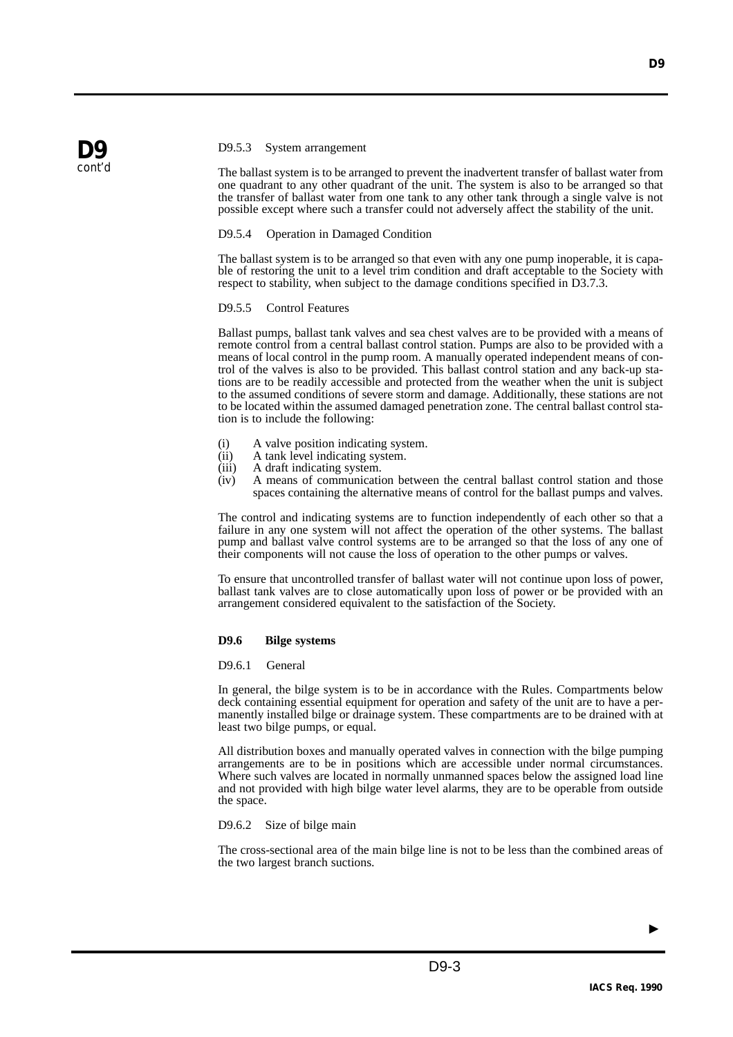#### D9.5.3 System arrangement

The ballast system is to be arranged to prevent the inadvertent transfer of ballast water from one quadrant to any other quadrant of the unit. The system is also to be arranged so that the transfer of ballast water from one tank to any other tank through a single valve is not possible except where such a transfer could not adversely affect the stability of the unit.

#### D9.5.4 Operation in Damaged Condition

The ballast system is to be arranged so that even with any one pump inoperable, it is capable of restoring the unit to a level trim condition and draft acceptable to the Society with respect to stability, when subject to the damage conditions specified in D3.7.3.

#### D9.5.5 Control Features

Ballast pumps, ballast tank valves and sea chest valves are to be provided with a means of remote control from a central ballast control station. Pumps are also to be provided with a means of local control in the pump room. A manually operated independent means of control of the valves is also to be provided. This ballast control station and any back-up stations are to be readily accessible and protected from the weather when the unit is subject to the assumed conditions of severe storm and damage. Additionally, these stations are not to be located within the assumed damaged penetration zone. The central ballast control station is to include the following:

(i) A valve position indicating system.
(ii) A tank level indicating system.
(iii) A draft indicating system.
(iv) A means of communication between the central ballast control station and those spaces containing the alternative means of control for the ballast pumps and valves.

The control and indicating systems are to function independently of each other so that a failure in any one system will not affect the operation of the other systems. The ballast pump and ballast valve control systems are to be arranged so that the loss of any one of their components will not cause the loss of operation to the other pumps or valves.

To ensure that uncontrolled transfer of ballast water will not continue upon loss of power, ballast tank valves are to close automatically upon loss of power or be provided with an arrangement considered equivalent to the satisfaction of the Society.

### D9.6 Bilge systems

#### D9.6.1 General

In general, the bilge system is to be in accordance with the Rules. Compartments below deck containing essential equipment for operation and safety of the unit are to have a permanently installed bilge or drainage system. These compartments are to be drained with at least two bilge pumps, or equal.

All distribution boxes and manually operated valves in connection with the bilge pumping arrangements are to be in positions which are accessible under normal circumstances. Where such valves are located in normally unmanned spaces below the assigned load line and not provided with high bilge water level alarms, they are to be operable from outside the space.

#### D9.6.2 Size of bilge main

The cross-sectional area of the main bilge line is not to be less than the combined areas of the two largest branch suctions.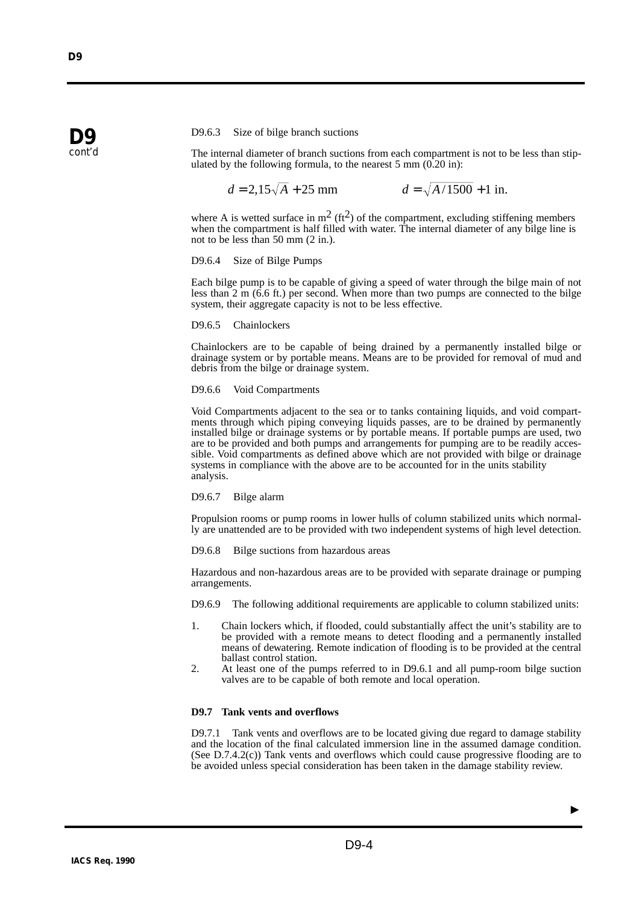**D9 cont'd**

D9.6.3 Size of bilge branch suctions

The internal diameter of branch suctions from each compartment is not to be less than stipulated by the following formula, to the nearest 5 mm (0.20 in):

$$d = 2{,}15\sqrt{A} + 25 \text{ mm} \qquad\qquad d = \sqrt{A/1500} + 1 \text{ in.}$$

where A is wetted surface in $m^2$ ($ft^2$) of the compartment, excluding stiffening members when the compartment is half filled with water. The internal diameter of any bilge line is not to be less than 50 mm (2 in.).

D9.6.4 Size of Bilge Pumps

Each bilge pump is to be capable of giving a speed of water through the bilge main of not less than 2 m (6.6 ft.) per second. When more than two pumps are connected to the bilge system, their aggregate capacity is not to be less effective.

D9.6.5 Chainlockers

Chainlockers are to be capable of being drained by a permanently installed bilge or drainage system or by portable means. Means are to be provided for removal of mud and debris from the bilge or drainage system.

D9.6.6 Void Compartments

Void Compartments adjacent to the sea or to tanks containing liquids, and void compartments through which piping conveying liquids passes, are to be drained by permanently installed bilge or drainage systems or by portable means. If portable pumps are used, two are to be provided and both pumps and arrangements for pumping are to be readily accessible. Void compartments as defined above which are not provided with bilge or drainage systems in compliance with the above are to be accounted for in the units stability analysis.

D9.6.7 Bilge alarm

Propulsion rooms or pump rooms in lower hulls of column stabilized units which normally are unattended are to be provided with two independent systems of high level detection.

D9.6.8 Bilge suctions from hazardous areas

Hazardous and non-hazardous areas are to be provided with separate drainage or pumping arrangements.

D9.6.9 The following additional requirements are applicable to column stabilized units:

1. Chain lockers which, if flooded, could substantially affect the unit's stability are to be provided with a remote means to detect flooding and a permanently installed means of dewatering. Remote indication of flooding is to be provided at the central ballast control station.
2. At least one of the pumps referred to in D9.6.1 and all pump-room bilge suction valves are to be capable of both remote and local operation.

**D9.7 Tank vents and overflows**

D9.7.1 Tank vents and overflows are to be located giving due regard to damage stability and the location of the final calculated immersion line in the assumed damage condition. (See D.7.4.2(c)) Tank vents and overflows which could cause progressive flooding are to be avoided unless special consideration has been taken in the damage stability review.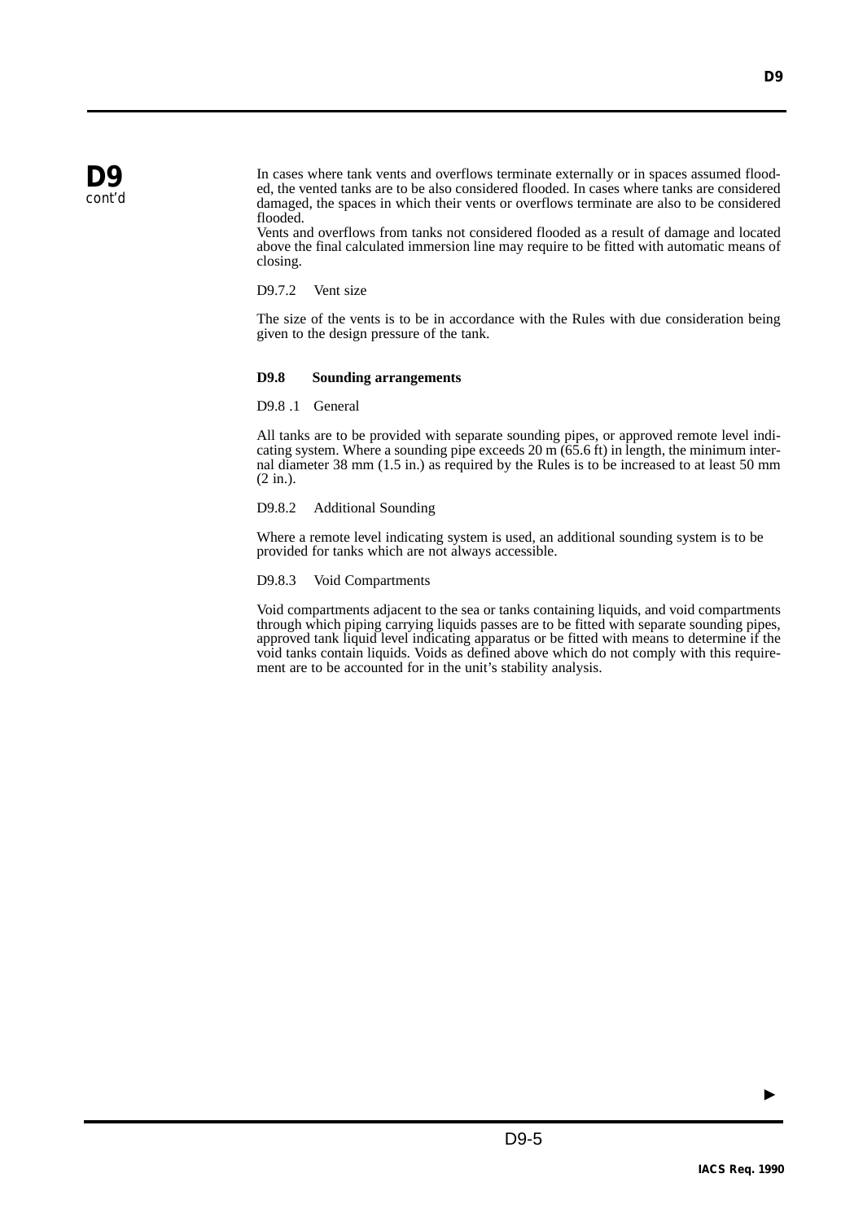In cases where tank vents and overflows terminate externally or in spaces assumed flooded, the vented tanks are to be also considered flooded. In cases where tanks are considered damaged, the spaces in which their vents or overflows terminate are also to be considered flooded.

Vents and overflows from tanks not considered flooded as a result of damage and located above the final calculated immersion line may require to be fitted with automatic means of closing.

D9.7.2 Vent size

The size of the vents is to be in accordance with the Rules with due consideration being given to the design pressure of the tank.

### D9.8 Sounding arrangements

D9.8 .1 General

All tanks are to be provided with separate sounding pipes, or approved remote level indicating system. Where a sounding pipe exceeds 20 m (65.6 ft) in length, the minimum internal diameter 38 mm (1.5 in.) as required by the Rules is to be increased to at least 50 mm (2 in.).

D9.8.2 Additional Sounding

Where a remote level indicating system is used, an additional sounding system is to be provided for tanks which are not always accessible.

D9.8.3 Void Compartments

Void compartments adjacent to the sea or tanks containing liquids, and void compartments through which piping carrying liquids passes are to be fitted with separate sounding pipes, approved tank liquid level indicating apparatus or be fitted with means to determine if the void tanks contain liquids. Voids as defined above which do not comply with this requirement are to be accounted for in the unit's stability analysis.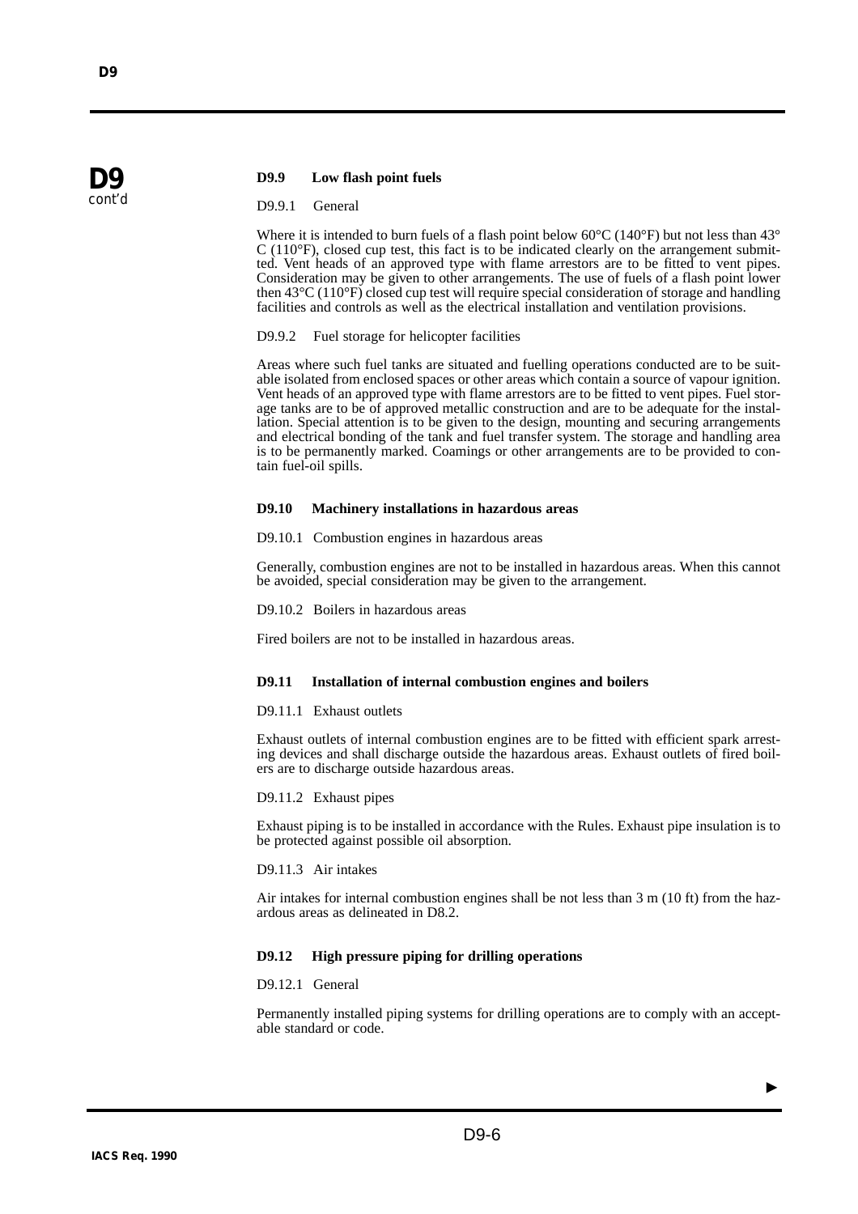**D9** *cont'd*

### D9.9 Low flash point fuels

D9.9.1 General

Where it is intended to burn fuels of a flash point below 60°C (140°F) but not less than 43° C (110°F), closed cup test, this fact is to be indicated clearly on the arrangement submitted. Vent heads of an approved type with flame arrestors are to be fitted to vent pipes. Consideration may be given to other arrangements. The use of fuels of a flash point lower then 43°C (110°F) closed cup test will require special consideration of storage and handling facilities and controls as well as the electrical installation and ventilation provisions.

D9.9.2 Fuel storage for helicopter facilities

Areas where such fuel tanks are situated and fuelling operations conducted are to be suitable isolated from enclosed spaces or other areas which contain a source of vapour ignition. Vent heads of an approved type with flame arrestors are to be fitted to vent pipes. Fuel storage tanks are to be of approved metallic construction and are to be adequate for the installation. Special attention is to be given to the design, mounting and securing arrangements and electrical bonding of the tank and fuel transfer system. The storage and handling area is to be permanently marked. Coamings or other arrangements are to be provided to contain fuel-oil spills.

### D9.10 Machinery installations in hazardous areas

D9.10.1 Combustion engines in hazardous areas

Generally, combustion engines are not to be installed in hazardous areas. When this cannot be avoided, special consideration may be given to the arrangement.

D9.10.2 Boilers in hazardous areas

Fired boilers are not to be installed in hazardous areas.

### D9.11 Installation of internal combustion engines and boilers

D9.11.1 Exhaust outlets

Exhaust outlets of internal combustion engines are to be fitted with efficient spark arresting devices and shall discharge outside the hazardous areas. Exhaust outlets of fired boilers are to discharge outside hazardous areas.

D9.11.2 Exhaust pipes

Exhaust piping is to be installed in accordance with the Rules. Exhaust pipe insulation is to be protected against possible oil absorption.

D9.11.3 Air intakes

Air intakes for internal combustion engines shall be not less than 3 m (10 ft) from the hazardous areas as delineated in D8.2.

### D9.12 High pressure piping for drilling operations

D9.12.1 General

Permanently installed piping systems for drilling operations are to comply with an acceptable standard or code.

►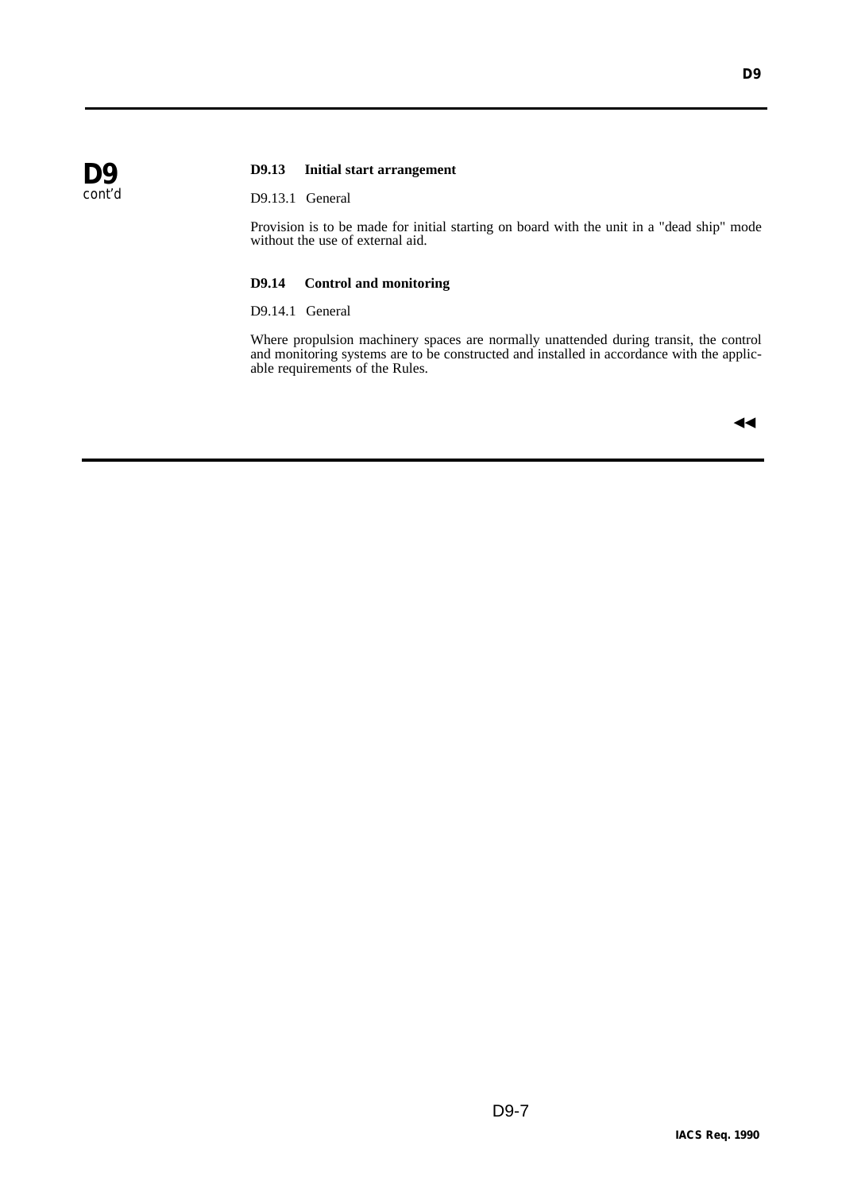**D9 cont'd**

### D9.13 Initial start arrangement

D9.13.1 General

Provision is to be made for initial starting on board with the unit in a "dead ship" mode without the use of external aid.

### D9.14 Control and monitoring

D9.14.1 General

Where propulsion machinery spaces are normally unattended during transit, the control and monitoring systems are to be constructed and installed in accordance with the applicable requirements of the Rules.

◄◄